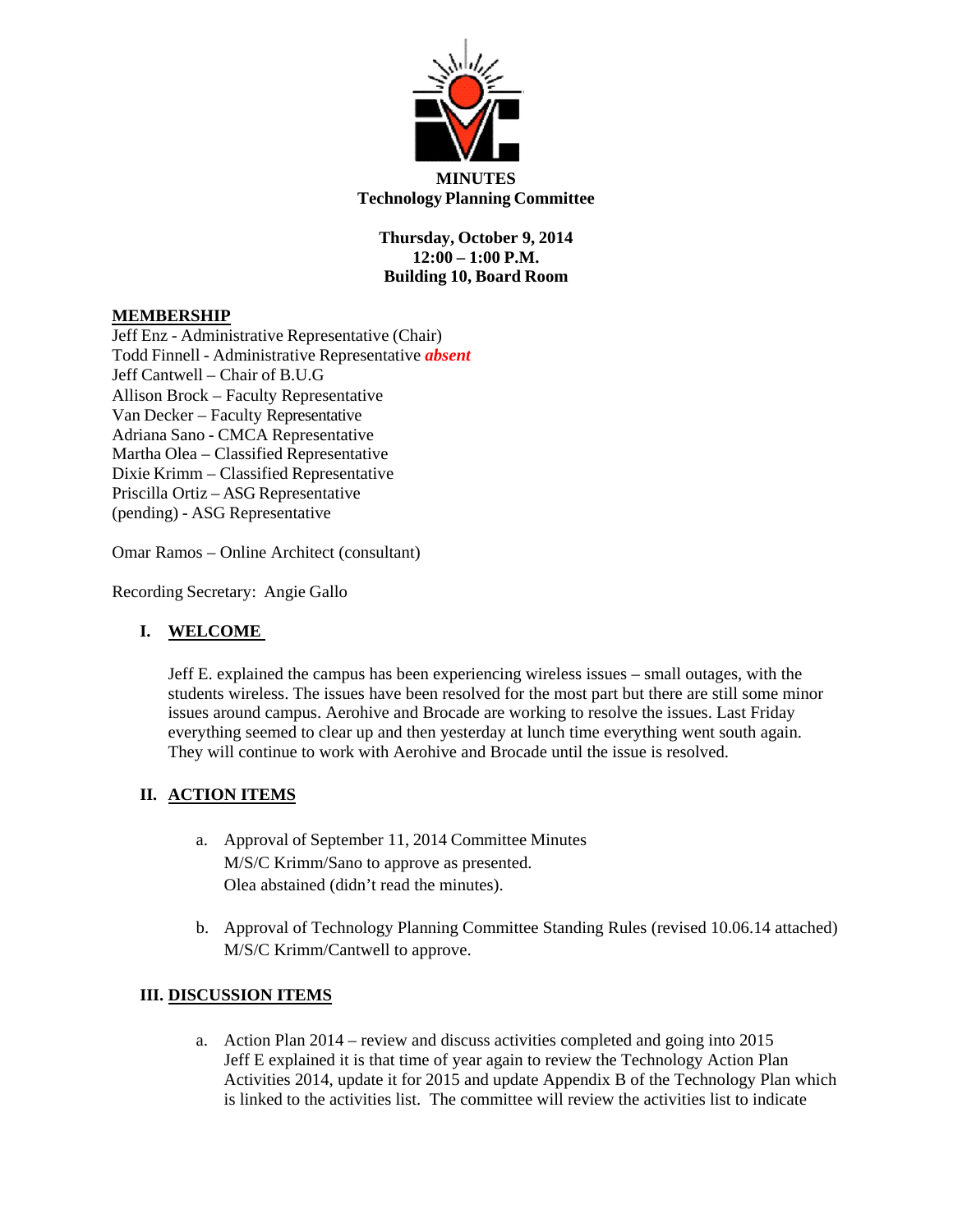**MINUTES**
**Technology Planning Committee**

**Thursday, October 9, 2014**
**12:00 – 1:00 P.M.**
**Building 10, Board Room**

**MEMBERSHIP**

Jeff Enz - Administrative Representative (Chair)
Todd Finnell - Administrative Representative ***absent***
Jeff Cantwell – Chair of B.U.G
Allison Brock – Faculty Representative
Van Decker – Faculty Representative
Adriana Sano - CMCA Representative
Martha Olea – Classified Representative
Dixie Krimm – Classified Representative
Priscilla Ortiz – ASG Representative
(pending) - ASG Representative

Omar Ramos – Online Architect (consultant)

Recording Secretary: Angie Gallo

## I. WELCOME

Jeff E. explained the campus has been experiencing wireless issues – small outages, with the students wireless. The issues have been resolved for the most part but there are still some minor issues around campus. Aerohive and Brocade are working to resolve the issues. Last Friday everything seemed to clear up and then yesterday at lunch time everything went south again. They will continue to work with Aerohive and Brocade until the issue is resolved.

## II. ACTION ITEMS

a. Approval of September 11, 2014 Committee Minutes
   M/S/C Krimm/Sano to approve as presented.
   Olea abstained (didn't read the minutes).

b. Approval of Technology Planning Committee Standing Rules (revised 10.06.14 attached)
   M/S/C Krimm/Cantwell to approve.

## III. DISCUSSION ITEMS

a. Action Plan 2014 – review and discuss activities completed and going into 2015
   Jeff E explained it is that time of year again to review the Technology Action Plan Activities 2014, update it for 2015 and update Appendix B of the Technology Plan which is linked to the activities list. The committee will review the activities list to indicate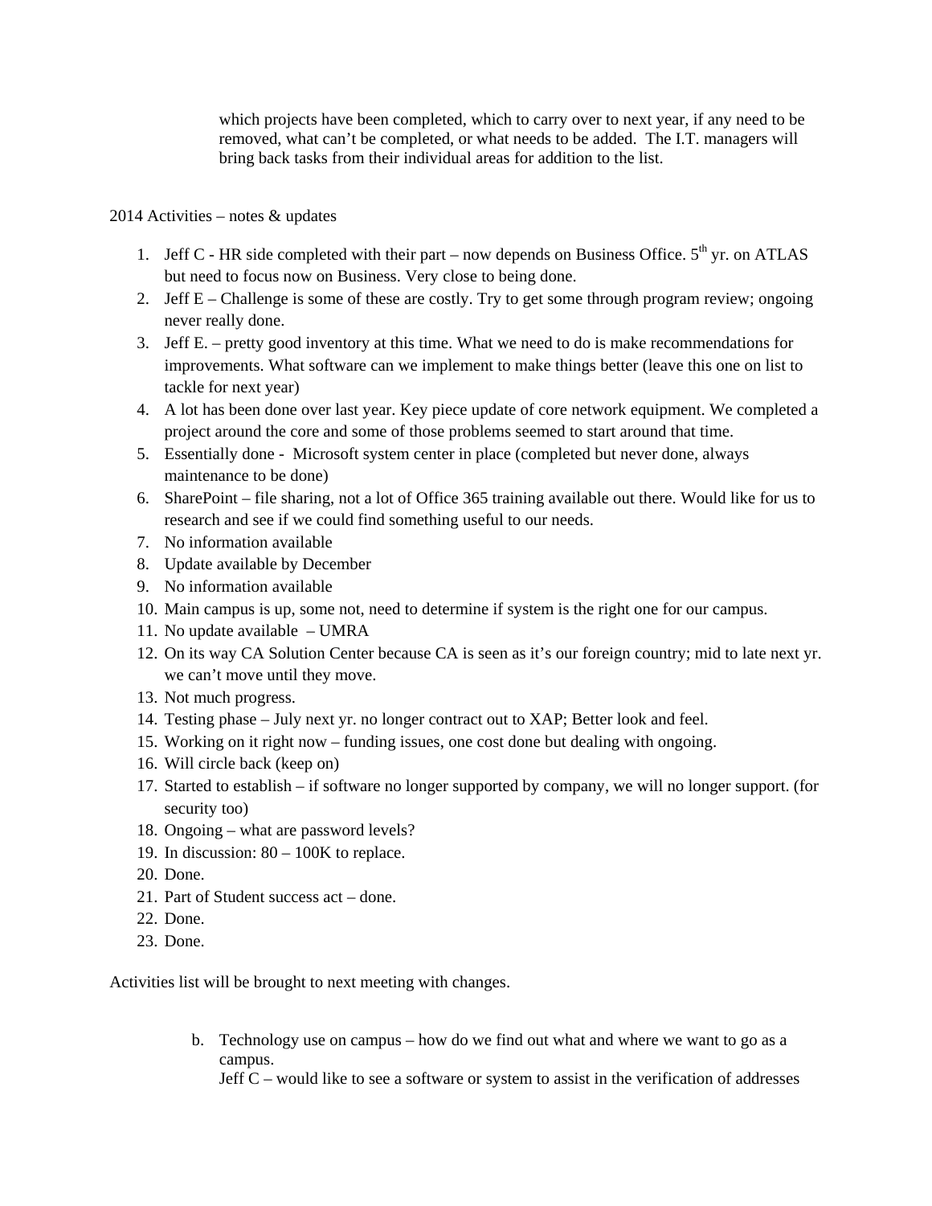which projects have been completed, which to carry over to next year, if any need to be removed, what can't be completed, or what needs to be added. The I.T. managers will bring back tasks from their individual areas for addition to the list.

2014 Activities – notes & updates

1. Jeff C - HR side completed with their part – now depends on Business Office. 5th yr. on ATLAS but need to focus now on Business. Very close to being done.
2. Jeff E – Challenge is some of these are costly. Try to get some through program review; ongoing never really done.
3. Jeff E. – pretty good inventory at this time. What we need to do is make recommendations for improvements. What software can we implement to make things better (leave this one on list to tackle for next year)
4. A lot has been done over last year. Key piece update of core network equipment. We completed a project around the core and some of those problems seemed to start around that time.
5. Essentially done - Microsoft system center in place (completed but never done, always maintenance to be done)
6. SharePoint – file sharing, not a lot of Office 365 training available out there. Would like for us to research and see if we could find something useful to our needs.
7. No information available
8. Update available by December
9. No information available
10. Main campus is up, some not, need to determine if system is the right one for our campus.
11. No update available – UMRA
12. On its way CA Solution Center because CA is seen as it's our foreign country; mid to late next yr. we can't move until they move.
13. Not much progress.
14. Testing phase – July next yr. no longer contract out to XAP; Better look and feel.
15. Working on it right now – funding issues, one cost done but dealing with ongoing.
16. Will circle back (keep on)
17. Started to establish – if software no longer supported by company, we will no longer support. (for security too)
18. Ongoing – what are password levels?
19. In discussion: 80 – 100K to replace.
20. Done.
21. Part of Student success act – done.
22. Done.
23. Done.

Activities list will be brought to next meeting with changes.

b. Technology use on campus – how do we find out what and where we want to go as a campus.
   Jeff C – would like to see a software or system to assist in the verification of addresses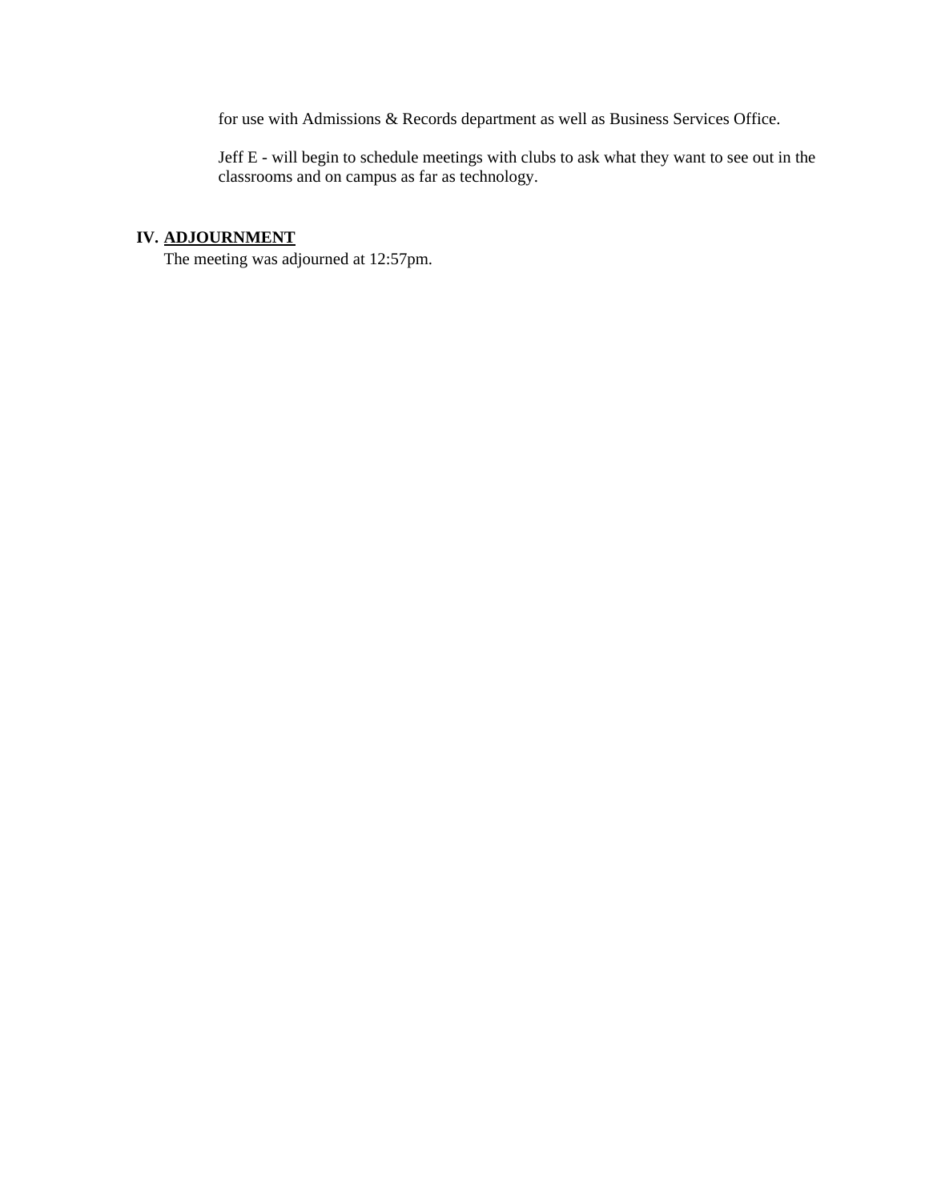for use with Admissions & Records department as well as Business Services Office.

Jeff E - will begin to schedule meetings with clubs to ask what they want to see out in the classrooms and on campus as far as technology.

## IV. ADJOURNMENT

The meeting was adjourned at 12:57pm.